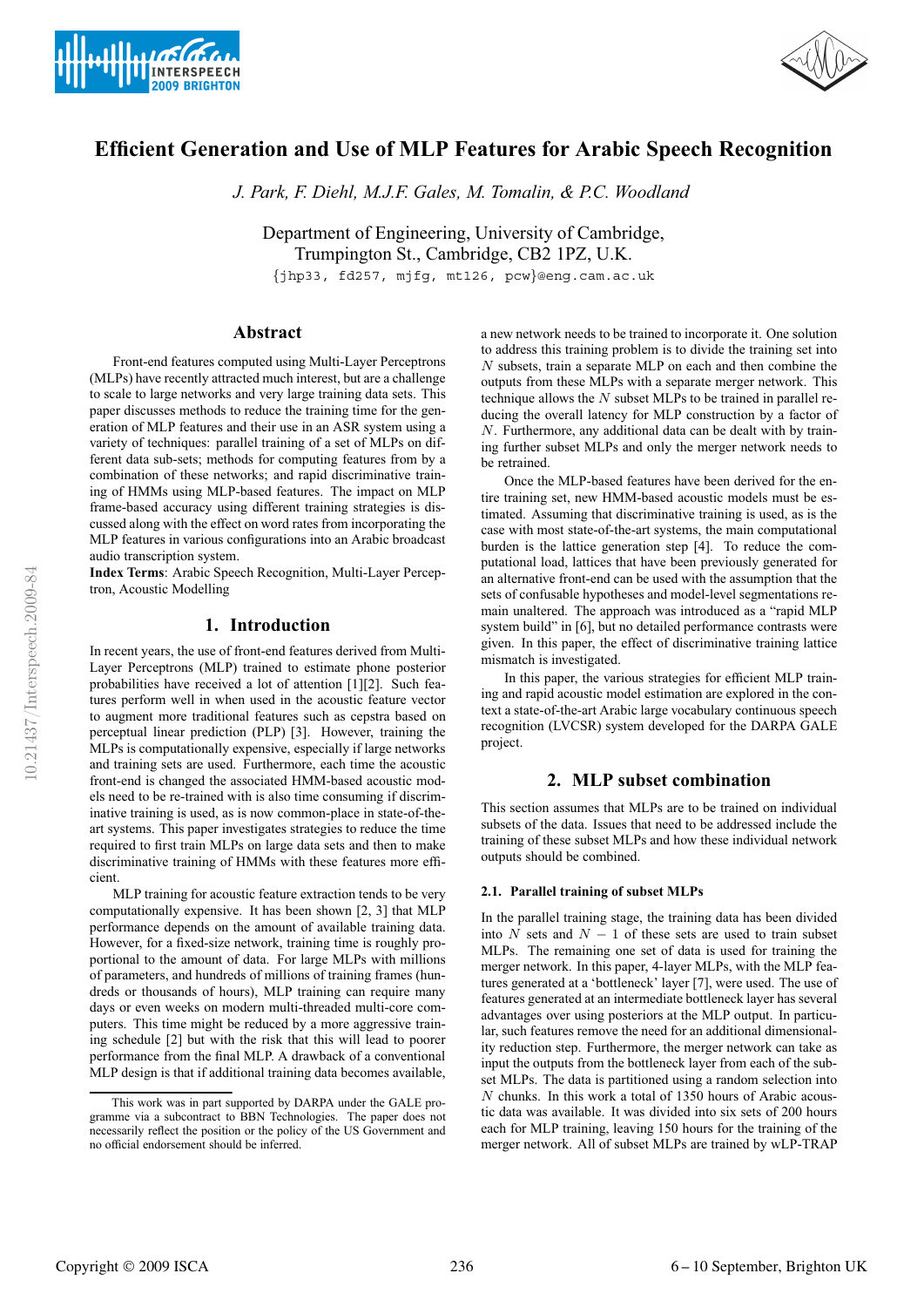# Efficient Generation and Use of MLP Features for Arabic Speech Recognition

*J. Park, F. Diehl, M.J.F. Gales, M. Tomalin, & P.C. Woodland*

Department of Engineering, University of Cambridge,
Trumpington St., Cambridge, CB2 1PZ, U.K.

{jhp33, fd257, mjfg, mt126, pcw}@eng.cam.ac.uk

## Abstract

Front-end features computed using Multi-Layer Perceptrons (MLPs) have recently attracted much interest, but are a challenge to scale to large networks and very large training data sets. This paper discusses methods to reduce the training time for the generation of MLP features and their use in an ASR system using a variety of techniques: parallel training of a set of MLPs on different data sub-sets; methods for computing features from by a combination of these networks; and rapid discriminative training of HMMs using MLP-based features. The impact on MLP frame-based accuracy using different training strategies is discussed along with the effect on word rates from incorporating the MLP features in various configurations into an Arabic broadcast audio transcription system.

**Index Terms**: Arabic Speech Recognition, Multi-Layer Perceptron, Acoustic Modelling

## 1. Introduction

In recent years, the use of front-end features derived from Multi-Layer Perceptrons (MLP) trained to estimate phone posterior probabilities have received a lot of attention [1][2]. Such features perform well in when used in the acoustic feature vector to augment more traditional features such as cepstra based on perceptual linear prediction (PLP) [3]. However, training the MLPs is computationally expensive, especially if large networks and training sets are used. Furthermore, each time the acoustic front-end is changed the associated HMM-based acoustic models need to be re-trained with is also time consuming if discriminative training is used, as is now common-place in state-of-the-art systems. This paper investigates strategies to reduce the time required to first train MLPs on large data sets and then to make discriminative training of HMMs with these features more efficient.

MLP training for acoustic feature extraction tends to be very computationally expensive. It has been shown [2, 3] that MLP performance depends on the amount of available training data. However, for a fixed-size network, training time is roughly proportional to the amount of data. For large MLPs with millions of parameters, and hundreds of millions of training frames (hundreds or thousands of hours), MLP training can require many days or even weeks on modern multi-threaded multi-core computers. This time might be reduced by a more aggressive training schedule [2] but with the risk that this will lead to poorer performance from the final MLP. A drawback of a conventional MLP design is that if additional training data becomes available, a new network needs to be trained to incorporate it. One solution to address this training problem is to divide the training set into $N$ subsets, train a separate MLP on each and then combine the outputs from these MLPs with a separate merger network. This technique allows the $N$ subset MLPs to be trained in parallel reducing the overall latency for MLP construction by a factor of $N$. Furthermore, any additional data can be dealt with by training further subset MLPs and only the merger network needs to be retrained.

Once the MLP-based features have been derived for the entire training set, new HMM-based acoustic models must be estimated. Assuming that discriminative training is used, as is the case with most state-of-the-art systems, the main computational burden is the lattice generation step [4]. To reduce the computational load, lattices that have been previously generated for an alternative front-end can be used with the assumption that the sets of confusable hypotheses and model-level segmentations remain unaltered. The approach was introduced as a "rapid MLP system build" in [6], but no detailed performance contrasts were given. In this paper, the effect of discriminative training lattice mismatch is investigated.

In this paper, the various strategies for efficient MLP training and rapid acoustic model estimation are explored in the context a state-of-the-art Arabic large vocabulary continuous speech recognition (LVCSR) system developed for the DARPA GALE project.

## 2. MLP subset combination

This section assumes that MLPs are to be trained on individual subsets of the data. Issues that need to be addressed include the training of these subset MLPs and how these individual network outputs should be combined.

### 2.1. Parallel training of subset MLPs

In the parallel training stage, the training data has been divided into $N$ sets and $N-1$ of these sets are used to train subset MLPs. The remaining one set of data is used for training the merger network. In this paper, 4-layer MLPs, with the MLP features generated at a 'bottleneck' layer [7], were used. The use of features generated at an intermediate bottleneck layer has several advantages over using posteriors at the MLP output. In particular, such features remove the need for an additional dimensionality reduction step. Furthermore, the merger network can take as input the outputs from the bottleneck layer from each of the subset MLPs. The data is partitioned using a random selection into $N$ chunks. In this work a total of 1350 hours of Arabic acoustic data was available. It was divided into six sets of 200 hours each for MLP training, leaving 150 hours for the training of the merger network. All of subset MLPs are trained by wLP-TRAP

This work was in part supported by DARPA under the GALE programme via a subcontract to BBN Technologies. The paper does not necessarily reflect the position or the policy of the US Government and no official endorsement should be inferred.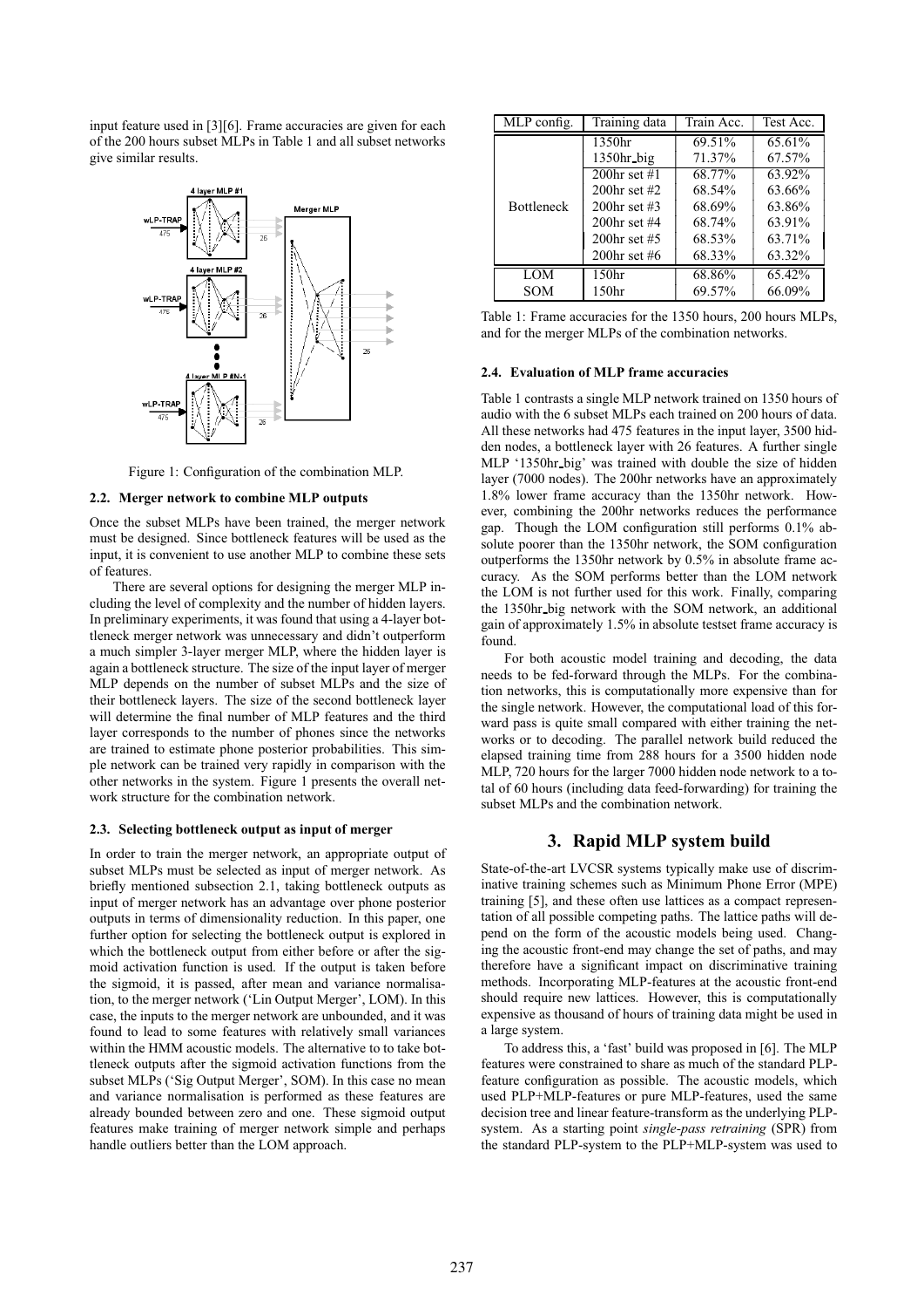input feature used in [3][6]. Frame accuracies are given for each of the 200 hours subset MLPs in Table 1 and all subset networks give similar results.

Figure 1: Configuration of the combination MLP.

### 2.2. Merger network to combine MLP outputs

Once the subset MLPs have been trained, the merger network must be designed. Since bottleneck features will be used as the input, it is convenient to use another MLP to combine these sets of features.

There are several options for designing the merger MLP including the level of complexity and the number of hidden layers. In preliminary experiments, it was found that using a 4-layer bottleneck merger network was unnecessary and didn't outperform a much simpler 3-layer merger MLP, where the hidden layer is again a bottleneck structure. The size of the input layer of merger MLP depends on the number of subset MLPs and the size of their bottleneck layers. The size of the second bottleneck layer will determine the final number of MLP features and the third layer corresponds to the number of phones since the networks are trained to estimate phone posterior probabilities. This simple network can be trained very rapidly in comparison with the other networks in the system. Figure 1 presents the overall network structure for the combination network.

### 2.3. Selecting bottleneck output as input of merger

In order to train the merger network, an appropriate output of subset MLPs must be selected as input of merger network. As briefly mentioned subsection 2.1, taking bottleneck outputs as input of merger network has an advantage over phone posterior outputs in terms of dimensionality reduction. In this paper, one further option for selecting the bottleneck output is explored in which the bottleneck output from either before or after the sigmoid activation function is used. If the output is taken before the sigmoid, it is passed, after mean and variance normalisation, to the merger network ('Lin Output Merger', LOM). In this case, the inputs to the merger network are unbounded, and it was found to lead to some features with relatively small variances within the HMM acoustic models. The alternative to to take bottleneck outputs after the sigmoid activation functions from the subset MLPs ('Sig Output Merger', SOM). In this case no mean and variance normalisation is performed as these features are already bounded between zero and one. These sigmoid output features make training of merger network simple and perhaps handle outliers better than the LOM approach.

| MLP config. | Training data | Train Acc. | Test Acc. |
|---|---|---|---|
| Bottleneck | 1350hr | 69.51% | 65.61% |
| | 1350hr_big | 71.37% | 67.57% |
| | 200hr set #1 | 68.77% | 63.92% |
| | 200hr set #2 | 68.54% | 63.66% |
| | 200hr set #3 | 68.69% | 63.86% |
| | 200hr set #4 | 68.74% | 63.91% |
| | 200hr set #5 | 68.53% | 63.71% |
| | 200hr set #6 | 68.33% | 63.32% |
| LOM | 150hr | 68.86% | 65.42% |
| SOM | 150hr | 69.57% | 66.09% |

Table 1: Frame accuracies for the 1350 hours, 200 hours MLPs, and for the merger MLPs of the combination networks.

### 2.4. Evaluation of MLP frame accuracies

Table 1 contrasts a single MLP network trained on 1350 hours of audio with the 6 subset MLPs each trained on 200 hours of data. All these networks had 475 features in the input layer, 3500 hidden nodes, a bottleneck layer with 26 features. A further single MLP '1350hr_big' was trained with double the size of hidden layer (7000 nodes). The 200hr networks have an approximately 1.8% lower frame accuracy than the 1350hr network. However, combining the 200hr networks reduces the performance gap. Though the LOM configuration still performs 0.1% absolute poorer than the 1350hr network, the SOM configuration outperforms the 1350hr network by 0.5% in absolute frame accuracy. As the SOM performs better than the LOM network the LOM is not further used for this work. Finally, comparing the 1350hr_big network with the SOM network, an additional gain of approximately 1.5% in absolute testset frame accuracy is found.

For both acoustic model training and decoding, the data needs to be fed-forward through the MLPs. For the combination networks, this is computationally more expensive than for the single network. However, the computational load of this forward pass is quite small compared with either training the networks or to decoding. The parallel network build reduced the elapsed training time from 288 hours for a 3500 hidden node MLP, 720 hours for the larger 7000 hidden node network to a total of 60 hours (including data feed-forwarding) for training the subset MLPs and the combination network.

## 3. Rapid MLP system build

State-of-the-art LVCSR systems typically make use of discriminative training schemes such as Minimum Phone Error (MPE) training [5], and these often use lattices as a compact representation of all possible competing paths. The lattice paths will depend on the form of the acoustic models being used. Changing the acoustic front-end may change the set of paths, and may therefore have a significant impact on discriminative training methods. Incorporating MLP-features at the acoustic front-end should require new lattices. However, this is computationally expensive as thousand of hours of training data might be used in a large system.

To address this, a 'fast' build was proposed in [6]. The MLP features were constrained to share as much of the standard PLP-feature configuration as possible. The acoustic models, which used PLP+MLP-features or pure MLP-features, used the same decision tree and linear feature-transform as the underlying PLP-system. As a starting point *single-pass retraining* (SPR) from the standard PLP-system to the PLP+MLP-system was used to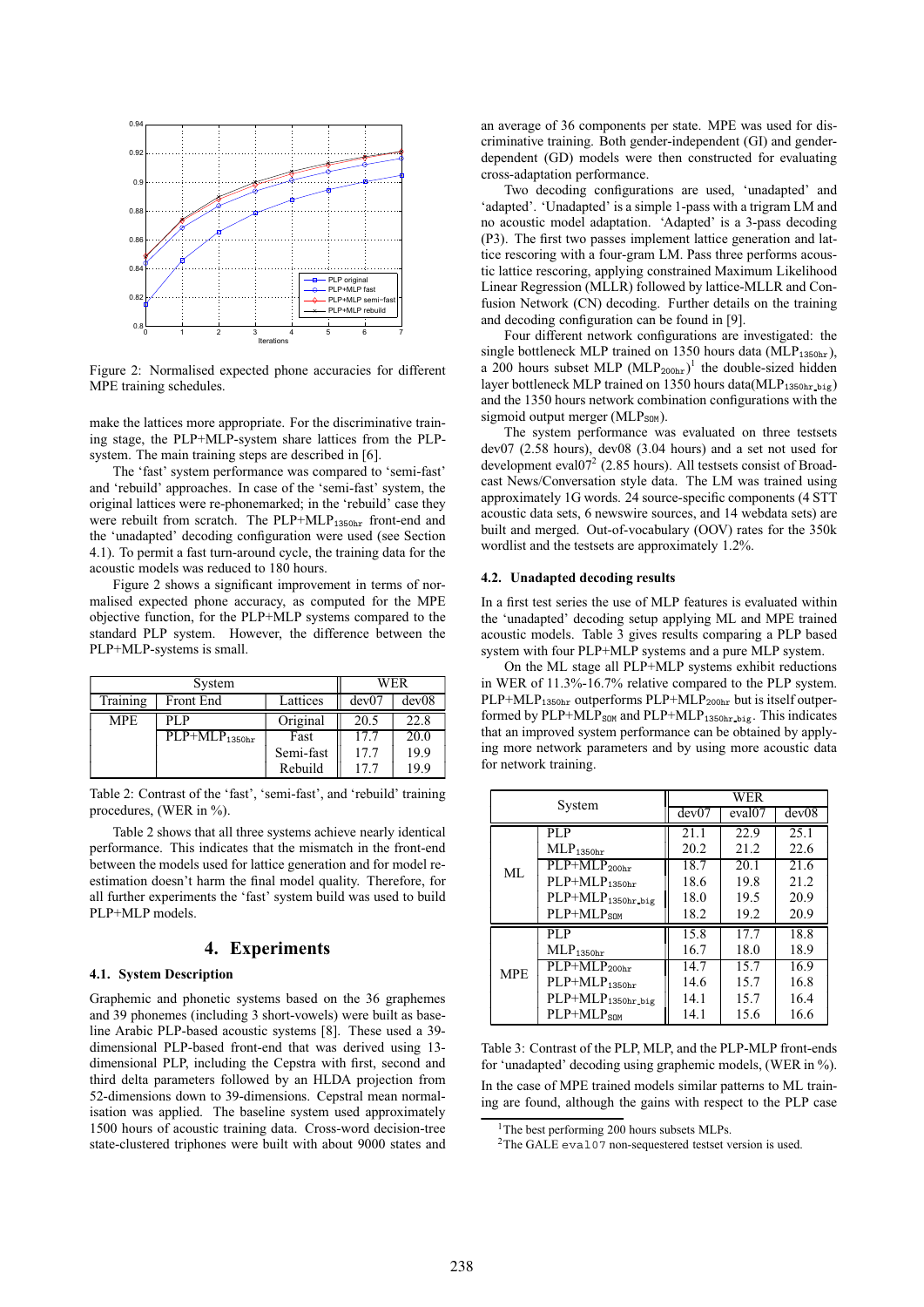Figure 2: Normalised expected phone accuracies for different MPE training schedules.

make the lattices more appropriate. For the discriminative training stage, the PLP+MLP-system share lattices from the PLP-system. The main training steps are described in [6].

The 'fast' system performance was compared to 'semi-fast' and 'rebuild' approaches. In case of the 'semi-fast' system, the original lattices were re-phonemarked; in the 'rebuild' case they were rebuilt from scratch. The PLP+$MLP_{1350hr}$ front-end and the 'unadapted' decoding configuration were used (see Section 4.1). To permit a fast turn-around cycle, the training data for the acoustic models was reduced to 180 hours.

Figure 2 shows a significant improvement in terms of normalised expected phone accuracy, as computed for the MPE objective function, for the PLP+MLP systems compared to the standard PLP system. However, the difference between the PLP+MLP-systems is small.

| System | | | WER | |
|---|---|---|---|---|
| Training | Front End | Lattices | dev07 | dev08 |
| MPE | PLP | Original | 20.5 | 22.8 |
| | PLP+$MLP_{1350hr}$ | Fast | 17.7 | 20.0 |
| | | Semi-fast | 17.7 | 19.9 |
| | | Rebuild | 17.7 | 19.9 |

Table 2: Contrast of the 'fast', 'semi-fast', and 'rebuild' training procedures, (WER in %).

Table 2 shows that all three systems achieve nearly identical performance. This indicates that the mismatch in the front-end between the models used for lattice generation and for model re-estimation doesn't harm the final model quality. Therefore, for all further experiments the 'fast' system build was used to build PLP+MLP models.

## 4. Experiments

### 4.1. System Description

Graphemic and phonetic systems based on the 36 graphemes and 39 phonemes (including 3 short-vowels) were built as baseline Arabic PLP-based acoustic systems [8]. These used a 39-dimensional PLP-based front-end that was derived using 13-dimensional PLP, including the Cepstra with first, second and third delta parameters followed by an HLDA projection from 52-dimensions down to 39-dimensions. Cepstral mean normalisation was applied. The baseline system used approximately 1500 hours of acoustic training data. Cross-word decision-tree state-clustered triphones were built with about 9000 states and an average of 36 components per state. MPE was used for discriminative training. Both gender-independent (GI) and gender-dependent (GD) models were then constructed for evaluating cross-adaptation performance.

Two decoding configurations are used, 'unadapted' and 'adapted'. 'Unadapted' is a simple 1-pass with a trigram LM and no acoustic model adaptation. 'Adapted' is a 3-pass decoding (P3). The first two passes implement lattice generation and lattice rescoring with a four-gram LM. Pass three performs acoustic lattice rescoring, applying constrained Maximum Likelihood Linear Regression (MLLR) followed by lattice-MLLR and Confusion Network (CN) decoding. Further details on the training and decoding configuration can be found in [9].

Four different network configurations are investigated: the single bottleneck MLP trained on 1350 hours data ($MLP_{1350hr}$), a 200 hours subset MLP ($MLP_{200hr}$)[1] the double-sized hidden layer bottleneck MLP trained on 1350 hours data($MLP_{1350hr\_big}$) and the 1350 hours network combination configurations with the sigmoid output merger ($MLP_{SOM}$).

The system performance was evaluated on three testsets dev07 (2.58 hours), dev08 (3.04 hours) and a set not used for development eval07[2] (2.85 hours). All testsets consist of Broadcast News/Conversation style data. The LM was trained using approximately 1G words. 24 source-specific components (4 STT acoustic data sets, 6 newswire sources, and 14 webdata sets) are built and merged. Out-of-vocabulary (OOV) rates for the 350k wordlist and the testsets are approximately 1.2%.

### 4.2. Unadapted decoding results

In a first test series the use of MLP features is evaluated within the 'unadapted' decoding setup applying ML and MPE trained acoustic models. Table 3 gives results comparing a PLP based system with four PLP+MLP systems and a pure MLP system.

On the ML stage all PLP+MLP systems exhibit reductions in WER of 11.3%-16.7% relative compared to the PLP system. PLP+$MLP_{1350hr}$ outperforms PLP+$MLP_{200hr}$ but is itself outperformed by PLP+$MLP_{SOM}$ and PLP+$MLP_{1350hr\_big}$. This indicates that an improved system performance can be obtained by applying more network parameters and by using more acoustic data for network training.

| System | | WER | | |
|---|---|---|---|---|
| | | dev07 | eval07 | dev08 |
| ML | PLP | 21.1 | 22.9 | 25.1 |
| | $MLP_{1350hr}$ | 20.2 | 21.2 | 22.6 |
| | PLP+$MLP_{200hr}$ | 18.7 | 20.1 | 21.6 |
| | PLP+$MLP_{1350hr}$ | 18.6 | 19.8 | 21.2 |
| | PLP+$MLP_{1350hr\_big}$ | 18.0 | 19.5 | 20.9 |
| | PLP+$MLP_{SOM}$ | 18.2 | 19.2 | 20.9 |
| MPE | PLP | 15.8 | 17.7 | 18.8 |
| | $MLP_{1350hr}$ | 16.7 | 18.0 | 18.9 |
| | PLP+$MLP_{200hr}$ | 14.7 | 15.7 | 16.9 |
| | PLP+$MLP_{1350hr}$ | 14.6 | 15.7 | 16.8 |
| | PLP+$MLP_{1350hr\_big}$ | 14.1 | 15.7 | 16.4 |
| | PLP+$MLP_{SOM}$ | 14.1 | 15.6 | 16.6 |

Table 3: Contrast of the PLP, MLP, and the PLP-MLP front-ends for 'unadapted' decoding using graphemic models, (WER in %).

In the case of MPE trained models similar patterns to ML training are found, although the gains with respect to the PLP case

[1] The best performing 200 hours subsets MLPs.

[2] The GALE eval07 non-sequestered testset version is used.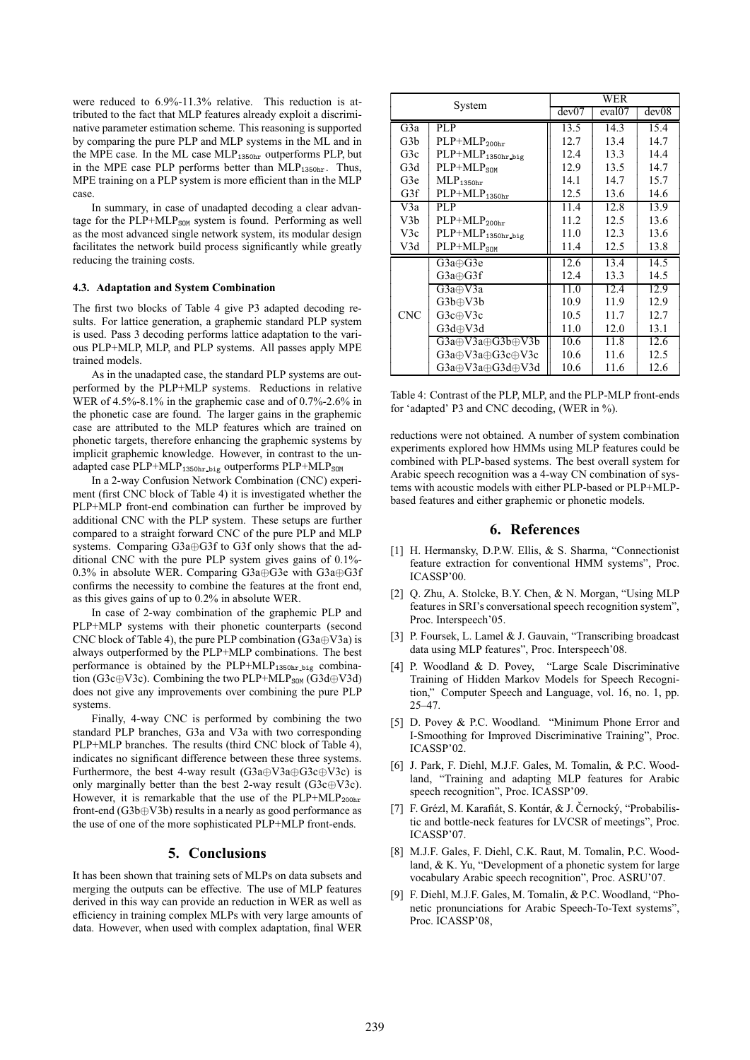were reduced to 6.9%-11.3% relative. This reduction is attributed to the fact that MLP features already exploit a discriminative parameter estimation scheme. This reasoning is supported by comparing the pure PLP and MLP systems in the ML and in the MPE case. In the ML case $\text{MLP}_{\text{1350hr}}$ outperforms PLP, but in the MPE case PLP performs better than $\text{MLP}_{\text{1350hr}}$. Thus, MPE training on a PLP system is more efficient than in the MLP case.

In summary, in case of unadapted decoding a clear advantage for the $\text{PLP+MLP}_{\text{SOM}}$ system is found. Performing as well as the most advanced single network system, its modular design facilitates the network build process significantly while greatly reducing the training costs.

### 4.3. Adaptation and System Combination

The first two blocks of Table 4 give P3 adapted decoding results. For lattice generation, a graphemic standard PLP system is used. Pass 3 decoding performs lattice adaptation to the various PLP+MLP, MLP, and PLP systems. All passes apply MPE trained models.

As in the unadapted case, the standard PLP systems are outperformed by the PLP+MLP systems. Reductions in relative WER of 4.5%-8.1% in the graphemic case and of 0.7%-2.6% in the phonetic case are found. The larger gains in the graphemic case are attributed to the MLP features which are trained on phonetic targets, therefore enhancing the graphemic systems by implicit graphemic knowledge. However, in contrast to the unadapted case $\text{PLP+MLP}_{\text{1350hr\_big}}$ outperforms $\text{PLP+MLP}_{\text{SOM}}$

In a 2-way Confusion Network Combination (CNC) experiment (first CNC block of Table 4) it is investigated whether the PLP+MLP front-end combination can further be improved by additional CNC with the PLP system. These setups are further compared to a straight forward CNC of the pure PLP and MLP systems. Comparing G3a⊕G3f to G3f only shows that the additional CNC with the pure PLP system gives gains of 0.1%-0.3% in absolute WER. Comparing G3a⊕G3e with G3a⊕G3f confirms the necessity to combine the features at the front end, as this gives gains of up to 0.2% in absolute WER.

In case of 2-way combination of the graphemic PLP and PLP+MLP systems with their phonetic counterparts (second CNC block of Table 4), the pure PLP combination (G3a⊕V3a) is always outperformed by the PLP+MLP combinations. The best performance is obtained by the $\text{PLP+MLP}_{\text{1350hr\_big}}$ combination (G3c⊕V3c). Combining the two $\text{PLP+MLP}_{\text{SOM}}$ (G3d⊕V3d) does not give any improvements over combining the pure PLP systems.

Finally, 4-way CNC is performed by combining the two standard PLP branches, G3a and V3a with two corresponding PLP+MLP branches. The results (third CNC block of Table 4), indicates no significant difference between these three systems. Furthermore, the best 4-way result (G3a⊕V3a⊕G3c⊕V3c) is only marginally better than the best 2-way result (G3c⊕V3c). However, it is remarkable that the use of the $\text{PLP+MLP}_{\text{200hr}}$ front-end (G3b⊕V3b) results in a nearly as good performance as the use of one of the more sophisticated PLP+MLP front-ends.

| System | | WER dev07 | WER eval07 | WER dev08 |
|---|---|---|---|---|
| G3a | PLP | 13.5 | 14.3 | 15.4 |
| G3b | $\text{PLP+MLP}_{\text{200hr}}$ | 12.7 | 13.4 | 14.7 |
| G3c | $\text{PLP+MLP}_{\text{1350hr\_big}}$ | 12.4 | 13.3 | 14.4 |
| G3d | $\text{PLP+MLP}_{\text{SOM}}$ | 12.9 | 13.5 | 14.7 |
| G3e | $\text{MLP}_{\text{1350hr}}$ | 14.1 | 14.7 | 15.7 |
| G3f | $\text{PLP+MLP}_{\text{1350hr}}$ | 12.5 | 13.6 | 14.6 |
| V3a | PLP | 11.4 | 12.8 | 13.9 |
| V3b | $\text{PLP+MLP}_{\text{200hr}}$ | 11.2 | 12.5 | 13.6 |
| V3c | $\text{PLP+MLP}_{\text{1350hr\_big}}$ | 11.0 | 12.3 | 13.6 |
| V3d | $\text{PLP+MLP}_{\text{SOM}}$ | 11.4 | 12.5 | 13.8 |
| CNC | G3a⊕G3e | 12.6 | 13.4 | 14.5 |
| | G3a⊕G3f | 12.4 | 13.3 | 14.5 |
| | G3a⊕V3a | 11.0 | 12.4 | 12.9 |
| | G3b⊕V3b | 10.9 | 11.9 | 12.9 |
| | G3c⊕V3c | 10.5 | 11.7 | 12.7 |
| | G3d⊕V3d | 11.0 | 12.0 | 13.1 |
| | G3a⊕V3a⊕G3b⊕V3b | 10.6 | 11.8 | 12.6 |
| | G3a⊕V3a⊕G3c⊕V3c | 10.6 | 11.6 | 12.5 |
| | G3a⊕V3a⊕G3d⊕V3d | 10.6 | 11.6 | 12.6 |

Table 4: Contrast of the PLP, MLP, and the PLP-MLP front-ends for 'adapted' P3 and CNC decoding, (WER in %).

## 5. Conclusions

It has been shown that training sets of MLPs on data subsets and merging the outputs can be effective. The use of MLP features derived in this way can provide an reduction in WER as well as efficiency in training complex MLPs with very large amounts of data. However, when used with complex adaptation, final WER reductions were not obtained. A number of system combination experiments explored how HMMs using MLP features could be combined with PLP-based systems. The best overall system for Arabic speech recognition was a 4-way CN combination of systems with acoustic models with either PLP-based or PLP+MLP-based features and either graphemic or phonetic models.

## 6. References

[1] H. Hermansky, D.P.W. Ellis, & S. Sharma, "Connectionist feature extraction for conventional HMM systems", Proc. ICASSP'00.

[2] Q. Zhu, A. Stolcke, B.Y. Chen, & N. Morgan, "Using MLP features in SRI's conversational speech recognition system", Proc. Interspeech'05.

[3] P. Foursek, L. Lamel & J. Gauvain, "Transcribing broadcast data using MLP features", Proc. Interspeech'08.

[4] P. Woodland & D. Povey, "Large Scale Discriminative Training of Hidden Markov Models for Speech Recognition," Computer Speech and Language, vol. 16, no. 1, pp. 25–47.

[5] D. Povey & P.C. Woodland. "Minimum Phone Error and I-Smoothing for Improved Discriminative Training", Proc. ICASSP'02.

[6] J. Park, F. Diehl, M.J.F. Gales, M. Tomalin, & P.C. Woodland, "Training and adapting MLP features for Arabic speech recognition", Proc. ICASSP'09.

[7] F. Grézl, M. Karafiát, S. Kontár, & J. Černocký, "Probabilistic and bottle-neck features for LVCSR of meetings", Proc. ICASSP'07.

[8] M.J.F. Gales, F. Diehl, C.K. Raut, M. Tomalin, P.C. Woodland, & K. Yu, "Development of a phonetic system for large vocabulary Arabic speech recognition", Proc. ASRU'07.

[9] F. Diehl, M.J.F. Gales, M. Tomalin, & P.C. Woodland, "Phonetic pronunciations for Arabic Speech-To-Text systems", Proc. ICASSP'08,